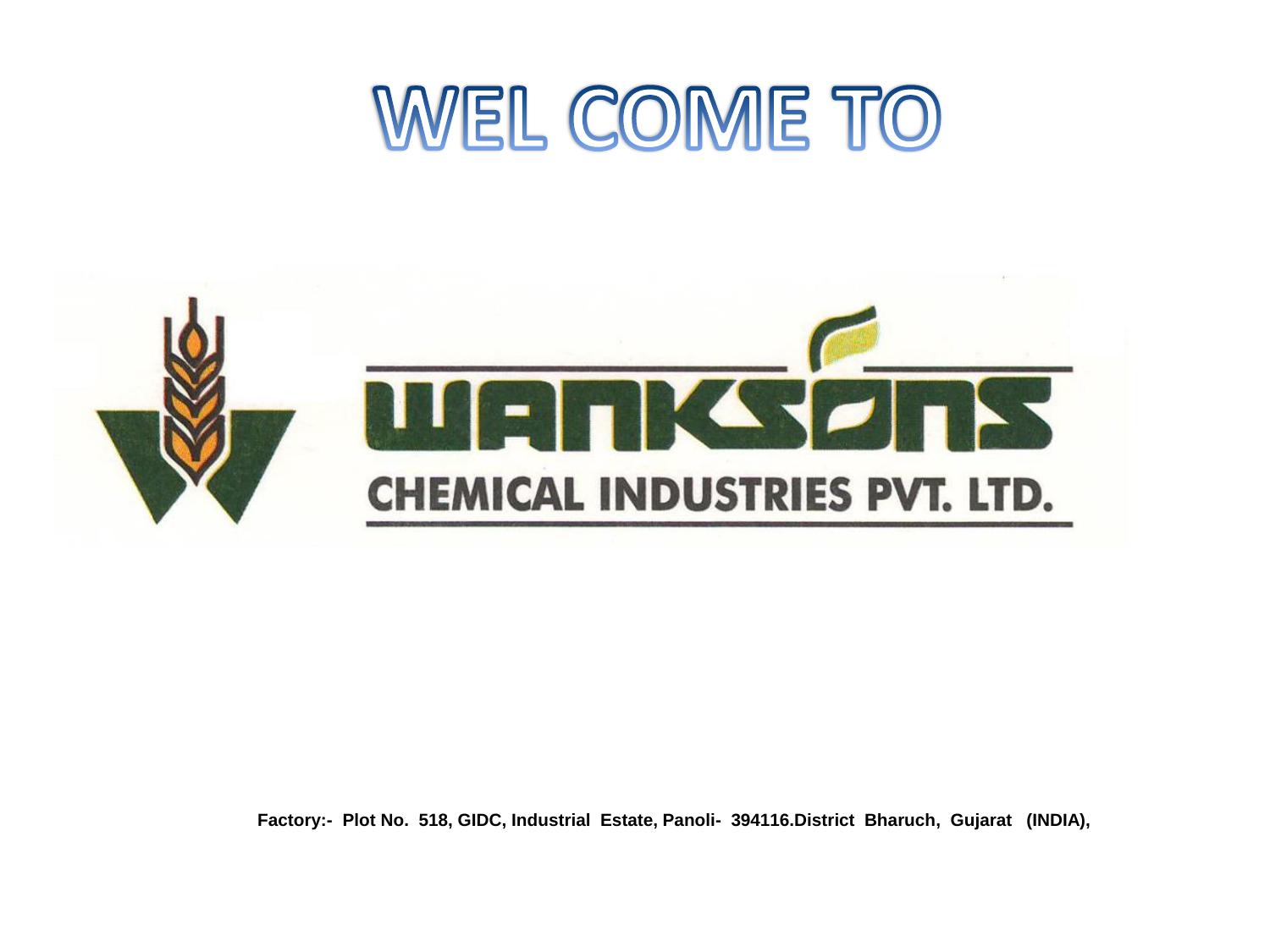# WEL COME TO

WANKSONS

CHEMICAL INDUSTRIES PVT. LTD.

**Factory:- Plot No. 518, GIDC, Industrial Estate, Panoli- 394116.District Bharuch, Gujarat (INDIA),**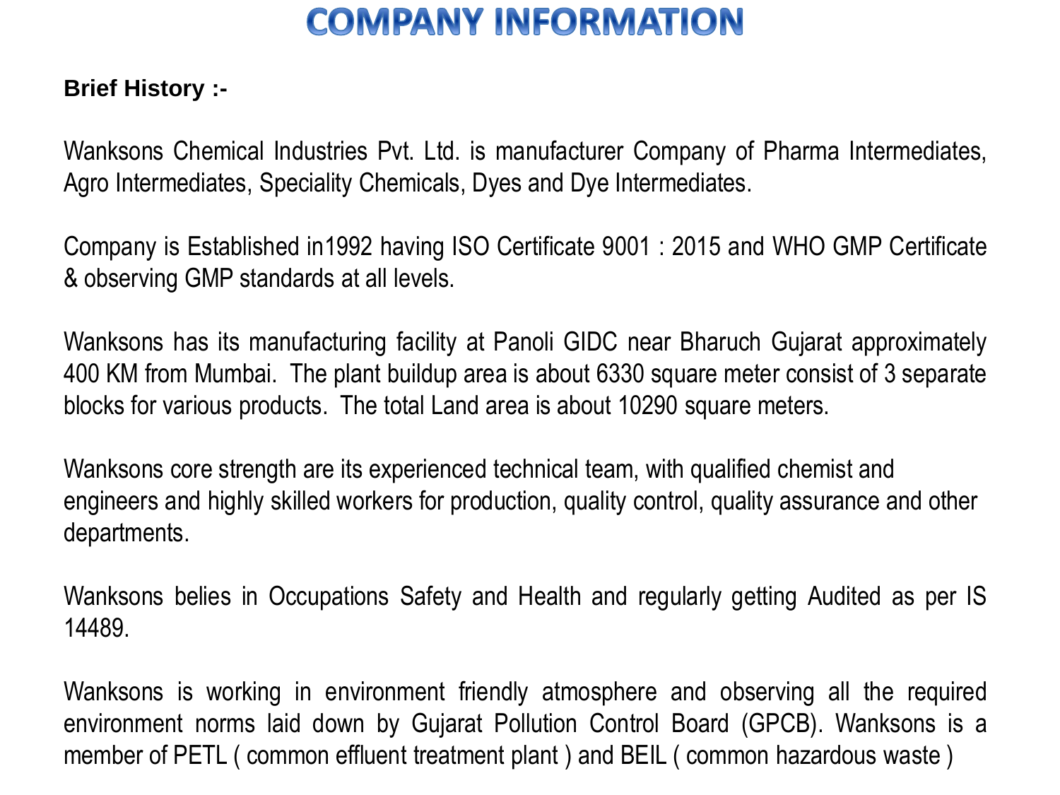# COMPANY INFORMATION

**Brief History :-**

Wanksons Chemical Industries Pvt. Ltd. is manufacturer Company of Pharma Intermediates, Agro Intermediates, Speciality Chemicals, Dyes and Dye Intermediates.

Company is Established in1992 having ISO Certificate 9001 : 2015 and WHO GMP Certificate & observing GMP standards at all levels.

Wanksons has its manufacturing facility at Panoli GIDC near Bharuch Gujarat approximately 400 KM from Mumbai. The plant buildup area is about 6330 square meter consist of 3 separate blocks for various products. The total Land area is about 10290 square meters.

Wanksons core strength are its experienced technical team, with qualified chemist and engineers and highly skilled workers for production, quality control, quality assurance and other departments.

Wanksons belies in Occupations Safety and Health and regularly getting Audited as per IS 14489.

Wanksons is working in environment friendly atmosphere and observing all the required environment norms laid down by Gujarat Pollution Control Board (GPCB). Wanksons is a member of PETL ( common effluent treatment plant ) and BEIL ( common hazardous waste )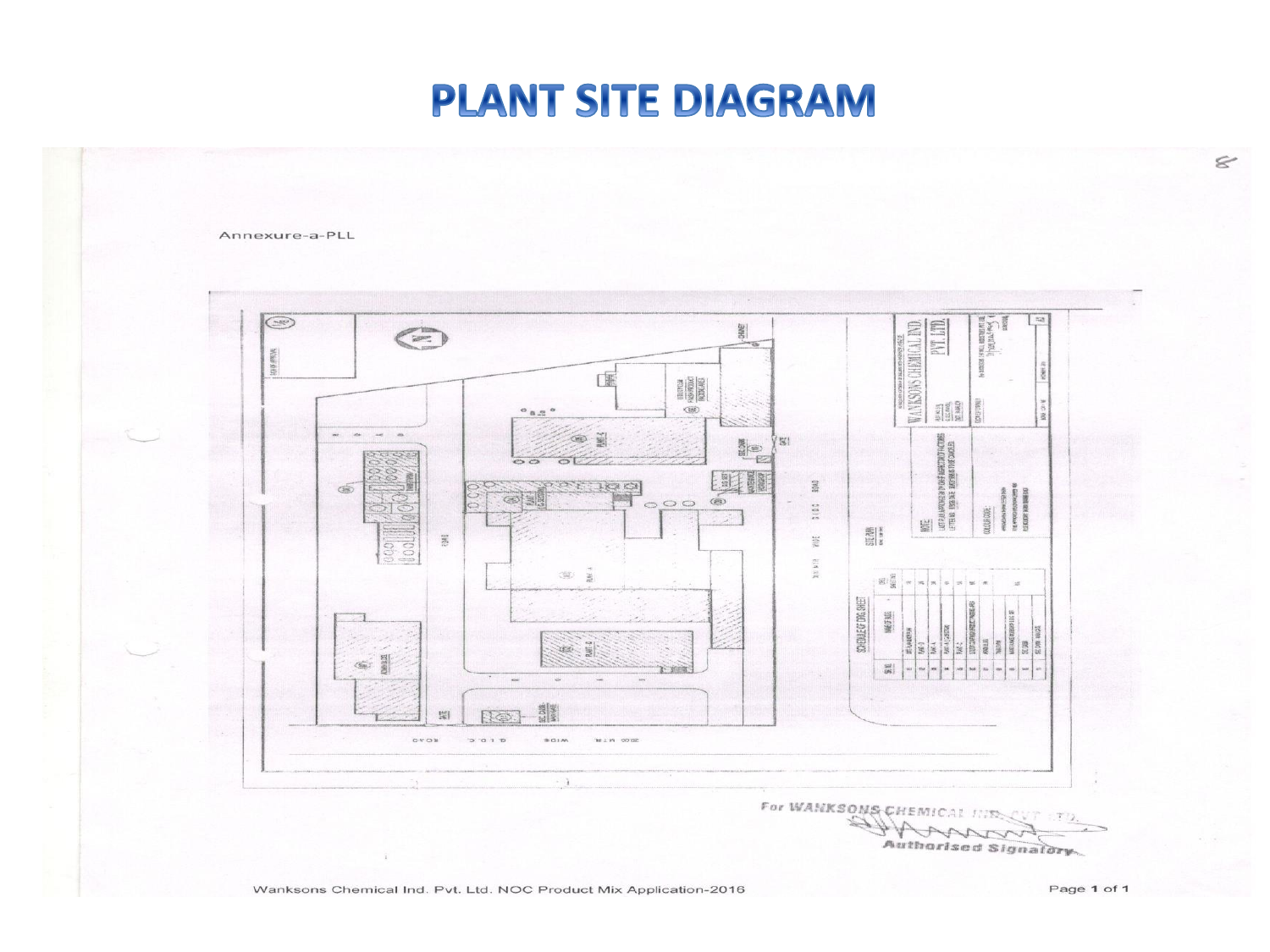# PLANT SITE DIAGRAM

Annexure-a-PLL

For WANKSONS CHEMICAL IND. PVT. LTD.

Authorised Signatory

Wanksons Chemical Ind. Pvt. Ltd. NOC Product Mix Application-2016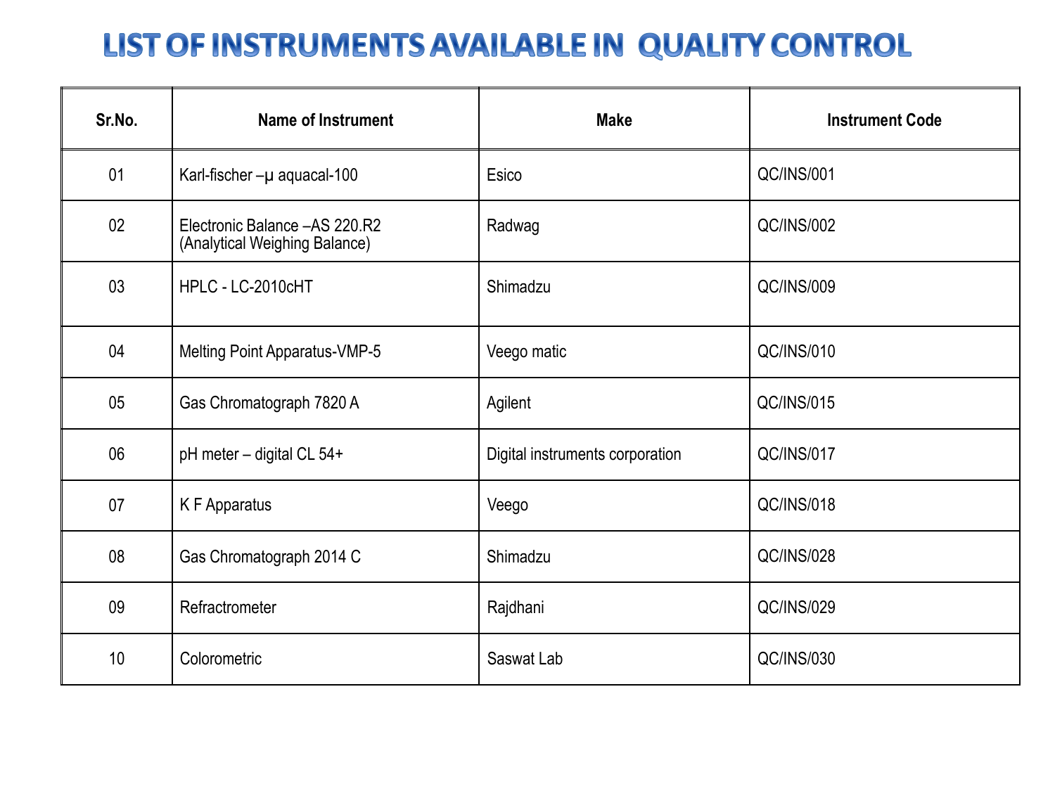# LIST OF INSTRUMENTS AVAILABLE IN QUALITY CONTROL

| Sr.No. | Name of Instrument | Make | Instrument Code |
|---|---|---|---|
| 01 | Karl-fischer –µ aquacal-100 | Esico | QC/INS/001 |
| 02 | Electronic Balance –AS 220.R2 (Analytical Weighing Balance) | Radwag | QC/INS/002 |
| 03 | HPLC - LC-2010cHT | Shimadzu | QC/INS/009 |
| 04 | Melting Point Apparatus-VMP-5 | Veego matic | QC/INS/010 |
| 05 | Gas Chromatograph 7820 A | Agilent | QC/INS/015 |
| 06 | pH meter – digital CL 54+ | Digital instruments corporation | QC/INS/017 |
| 07 | K F Apparatus | Veego | QC/INS/018 |
| 08 | Gas Chromatograph 2014 C | Shimadzu | QC/INS/028 |
| 09 | Refractrometer | Rajdhani | QC/INS/029 |
| 10 | Colorometric | Saswat Lab | QC/INS/030 |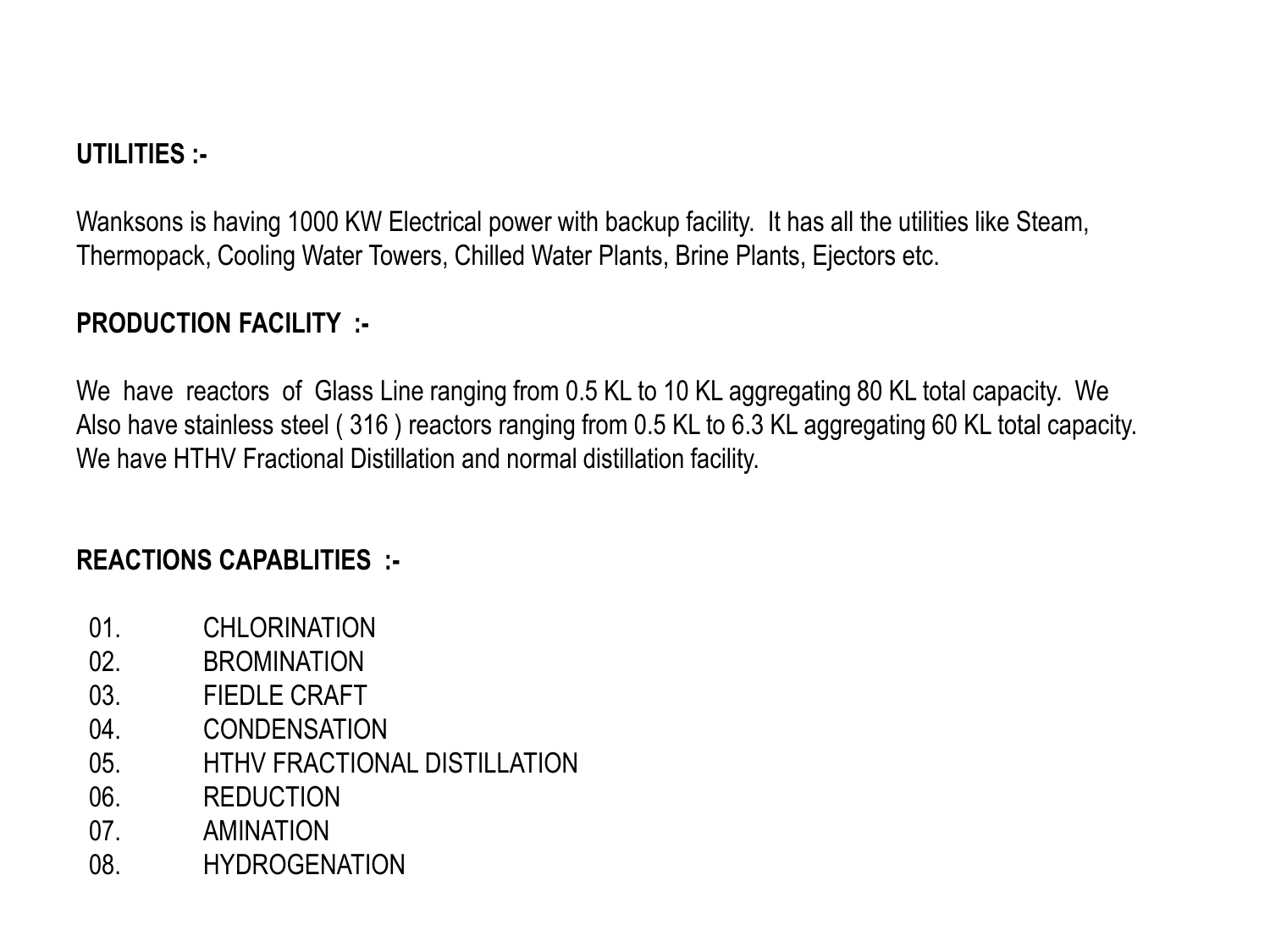**UTILITIES :-**

Wanksons is having 1000 KW Electrical power with backup facility.  It has all the utilities like Steam, Thermopack, Cooling Water Towers, Chilled Water Plants, Brine Plants, Ejectors etc.

**PRODUCTION FACILITY  :-**

We  have  reactors  of  Glass Line ranging from 0.5 KL to 10 KL aggregating 80 KL total capacity.  We Also have stainless steel ( 316 ) reactors ranging from 0.5 KL to 6.3 KL aggregating 60 KL total capacity. We have HTHV Fractional Distillation and normal distillation facility.

**REACTIONS CAPABLITIES  :-**

01. CHLORINATION
02. BROMINATION
03. FIEDLE CRAFT
04. CONDENSATION
05. HTHV FRACTIONAL DISTILLATION
06. REDUCTION
07. AMINATION
08. HYDROGENATION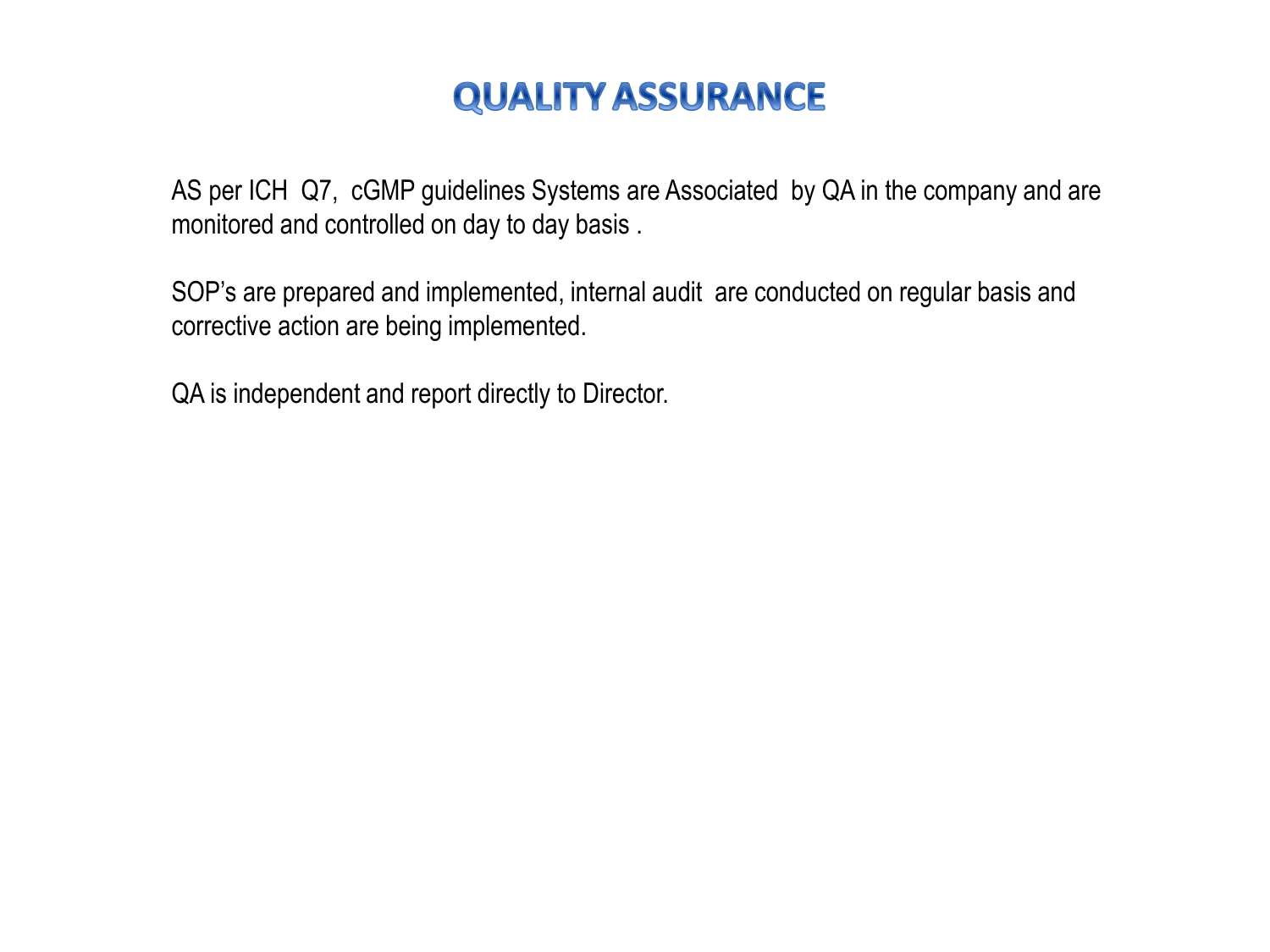# QUALITY ASSURANCE

AS per ICH Q7, cGMP guidelines Systems are Associated by QA in the company and are monitored and controlled on day to day basis .

SOP's are prepared and implemented, internal audit are conducted on regular basis and corrective action are being implemented.

QA is independent and report directly to Director.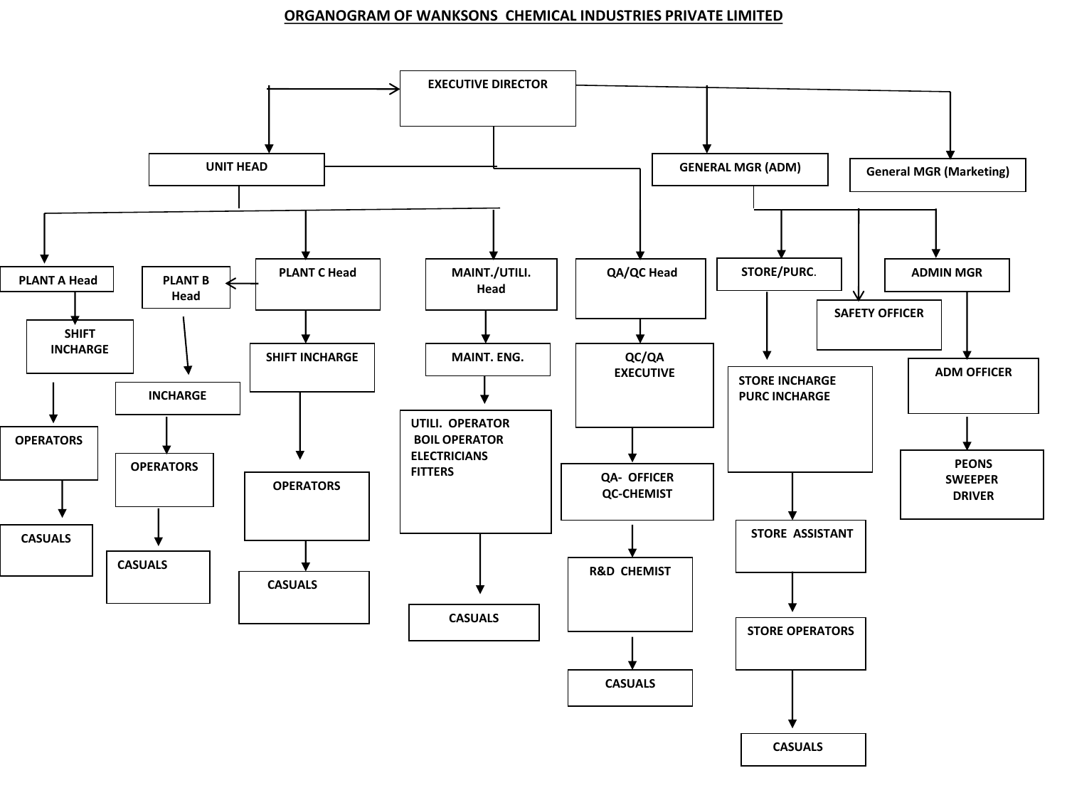# ORGANOGRAM OF WANKSONS CHEMICAL INDUSTRIES PRIVATE LIMITED

- **EXECUTIVE DIRECTOR**
  - **UNIT HEAD**
    - **PLANT A Head**
      - SHIFT INCHARGE
        - OPERATORS
          - CASUALS
    - **PLANT B Head**
      - INCHARGE
        - OPERATORS
          - CASUALS
    - **PLANT C Head**
      - SHIFT INCHARGE
        - OPERATORS
          - CASUALS
    - **MAINT./UTILI. Head**
      - MAINT. ENG.
        - UTILI. OPERATOR, BOIL OPERATOR, ELECTRICIANS, FITTERS
          - CASUALS
  - **QA/QC Head**
    - QC/QA EXECUTIVE
      - QA- OFFICER, QC-CHEMIST
        - R&D CHEMIST
          - CASUALS
  - **GENERAL MGR (ADM)**
    - **STORE/PURC.**
      - STORE INCHARGE, PURC INCHARGE
        - STORE ASSISTANT
          - STORE OPERATORS
            - CASUALS
    - **SAFETY OFFICER**
    - **ADMIN MGR**
      - ADM OFFICER
        - PEONS, SWEEPER, DRIVER
  - **General MGR (Marketing)**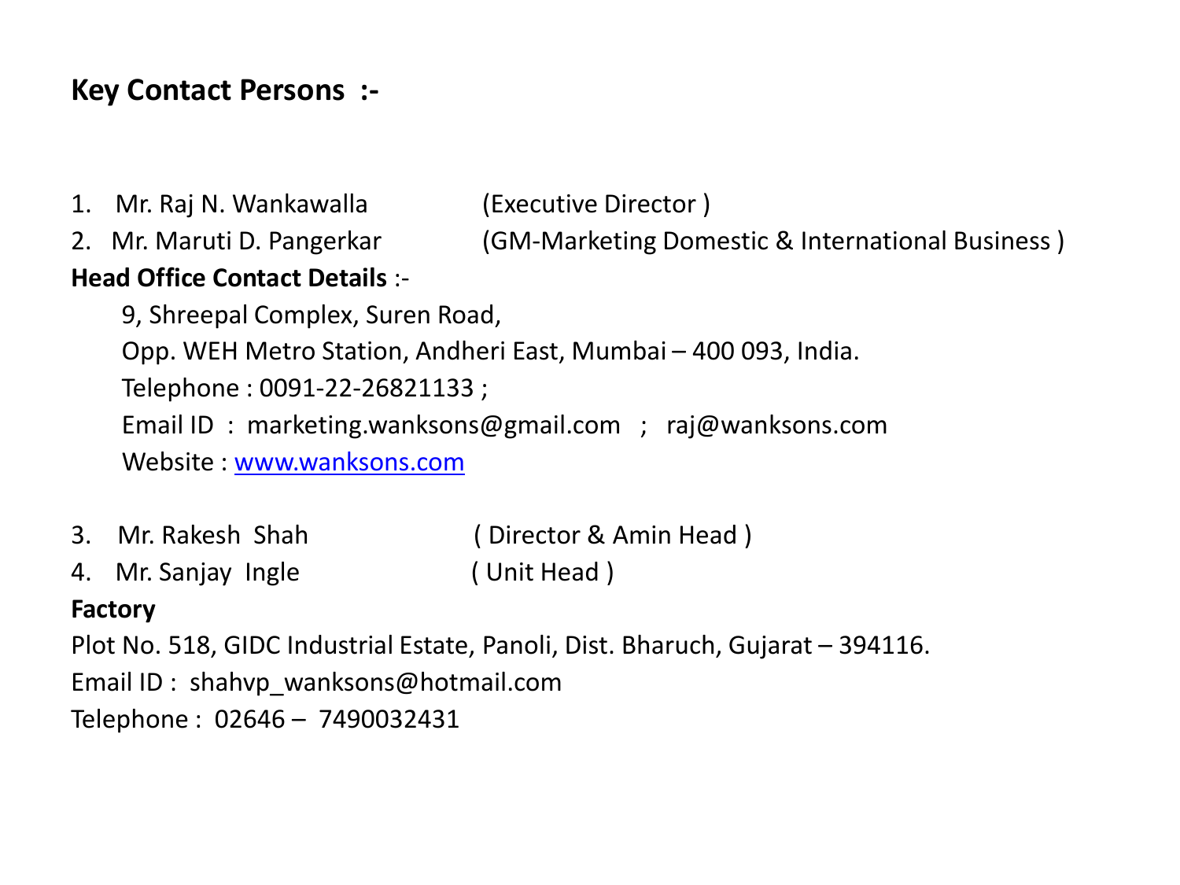## Key Contact Persons :-

1. Mr. Raj N. Wankawalla (Executive Director )
2. Mr. Maruti D. Pangerkar (GM-Marketing Domestic & International Business )

**Head Office Contact Details** :-

9, Shreepal Complex, Suren Road,
Opp. WEH Metro Station, Andheri East, Mumbai – 400 093, India.
Telephone : 0091-22-26821133 ;
Email ID : marketing.wanksons@gmail.com ; raj@wanksons.com
Website : www.wanksons.com

3. Mr. Rakesh Shah ( Director & Amin Head )
4. Mr. Sanjay Ingle ( Unit Head )

**Factory**

Plot No. 518, GIDC Industrial Estate, Panoli, Dist. Bharuch, Gujarat – 394116.
Email ID : shahvp_wanksons@hotmail.com
Telephone : 02646 – 7490032431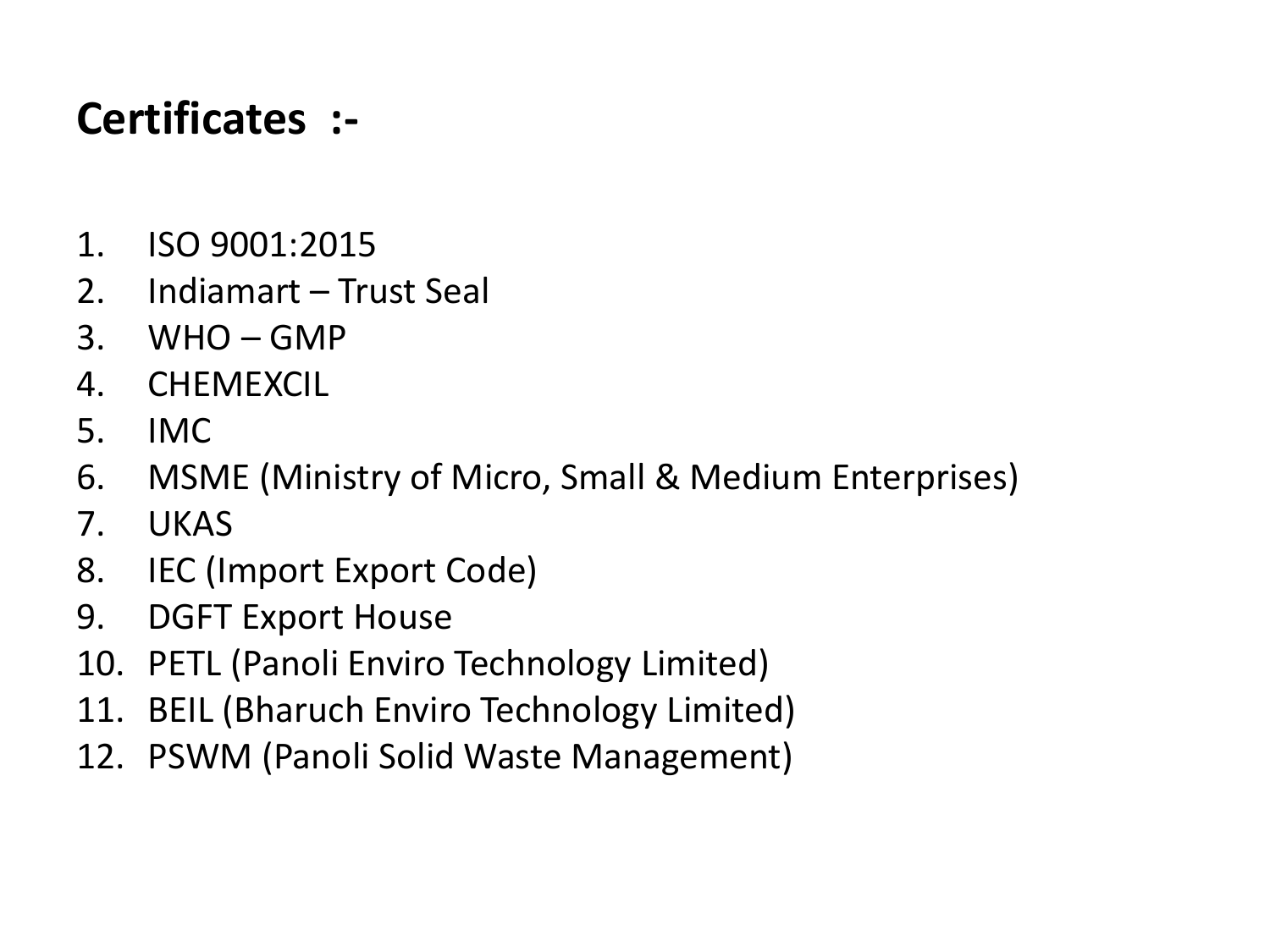## Certificates :-

1. ISO 9001:2015
2. Indiamart – Trust Seal
3. WHO – GMP
4. CHEMEXCIL
5. IMC
6. MSME (Ministry of Micro, Small & Medium Enterprises)
7. UKAS
8. IEC (Import Export Code)
9. DGFT Export House
10. PETL (Panoli Enviro Technology Limited)
11. BEIL (Bharuch Enviro Technology Limited)
12. PSWM (Panoli Solid Waste Management)